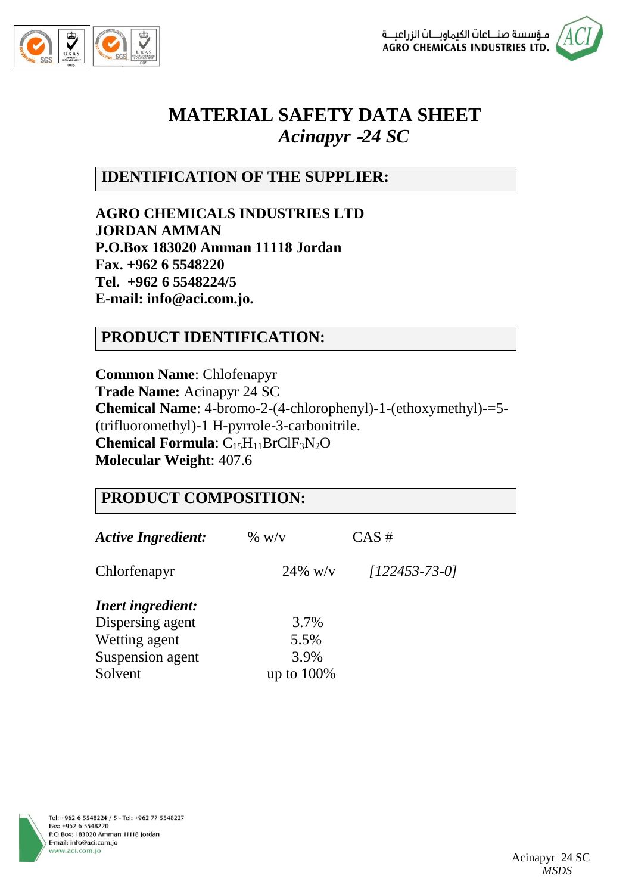# MATERIAL SAFETY DATA SHEET

## *Acinapyr -24 SC*

## IDENTIFICATION OF THE SUPPLIER:

**AGRO CHEMICALS INDUSTRIES LTD**
**JORDAN AMMAN**
**P.O.Box 183020 Amman 11118 Jordan**
**Fax. +962 6 5548220**
**Tel. +962 6 5548224/5**
**E-mail: info@aci.com.jo.**

## PRODUCT IDENTIFICATION:

**Common Name**: Chlofenapyr
**Trade Name:** Acinapyr 24 SC
**Chemical Name**: 4-bromo-2-(4-chlorophenyl)-1-(ethoxymethyl)-=5-(trifluoromethyl)-1 H-pyrrole-3-carbonitrile.
**Chemical Formula**: $C_{15}H_{11}BrClF_3N_2O$
**Molecular Weight**: 407.6

## PRODUCT COMPOSITION:

| ***Active Ingredient:*** | % w/v | CAS # |
|---|---|---|
| Chlorfenapyr | 24% w/v | *[122453-73-0]* |
| ***Inert ingredient:*** | | |
| Dispersing agent | 3.7% | |
| Wetting agent | 5.5% | |
| Suspension agent | 3.9% | |
| Solvent | up to 100% | |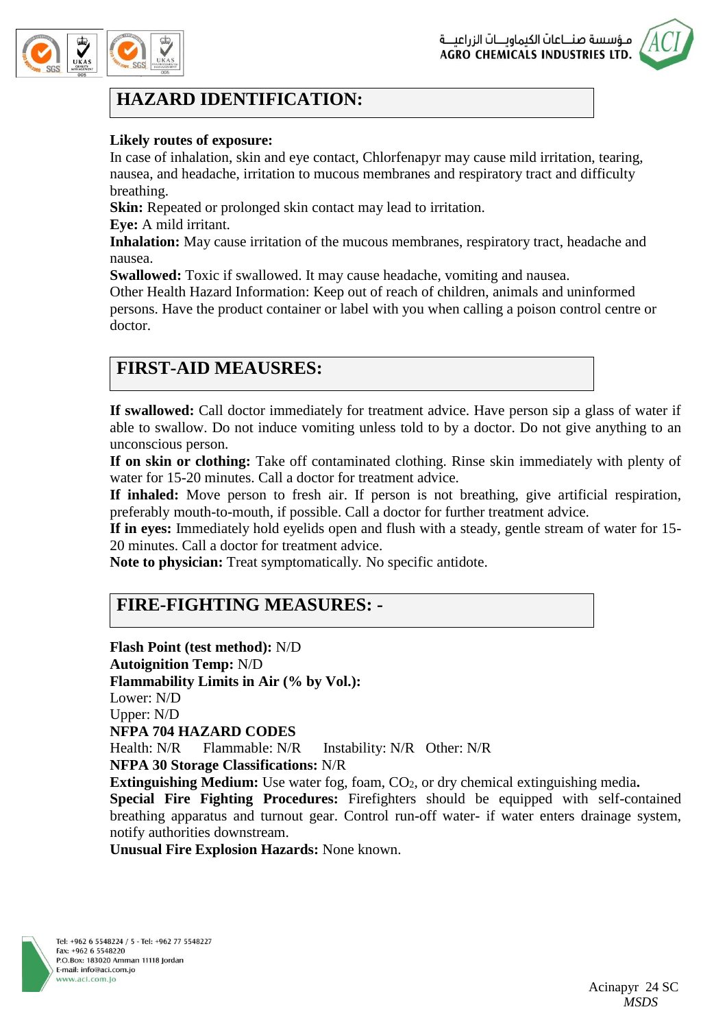## HAZARD IDENTIFICATION:

**Likely routes of exposure:**
In case of inhalation, skin and eye contact, Chlorfenapyr may cause mild irritation, tearing, nausea, and headache, irritation to mucous membranes and respiratory tract and difficulty breathing.
**Skin:** Repeated or prolonged skin contact may lead to irritation.
**Eye:** A mild irritant.
**Inhalation:** May cause irritation of the mucous membranes, respiratory tract, headache and nausea.
**Swallowed:** Toxic if swallowed. It may cause headache, vomiting and nausea.
Other Health Hazard Information: Keep out of reach of children, animals and uninformed persons. Have the product container or label with you when calling a poison control centre or doctor.

## FIRST-AID MEAUSRES:

**If swallowed:** Call doctor immediately for treatment advice. Have person sip a glass of water if able to swallow. Do not induce vomiting unless told to by a doctor. Do not give anything to an unconscious person.
**If on skin or clothing:** Take off contaminated clothing. Rinse skin immediately with plenty of water for 15-20 minutes. Call a doctor for treatment advice.
**If inhaled:** Move person to fresh air. If person is not breathing, give artificial respiration, preferably mouth-to-mouth, if possible. Call a doctor for further treatment advice.
**If in eyes:** Immediately hold eyelids open and flush with a steady, gentle stream of water for 15-20 minutes. Call a doctor for treatment advice.
**Note to physician:** Treat symptomatically. No specific antidote.

## FIRE-FIGHTING MEASURES: -

**Flash Point (test method):** N/D
**Autoignition Temp:** N/D
**Flammability Limits in Air (% by Vol.):**
Lower: N/D
Upper: N/D
**NFPA 704 HAZARD CODES**
Health: N/R Flammable: N/R Instability: N/R Other: N/R
**NFPA 30 Storage Classifications:** N/R
**Extinguishing Medium:** Use water fog, foam, $CO_2$, or dry chemical extinguishing media.
**Special Fire Fighting Procedures:** Firefighters should be equipped with self-contained breathing apparatus and turnout gear. Control run-off water- if water enters drainage system, notify authorities downstream.
**Unusual Fire Explosion Hazards:** None known.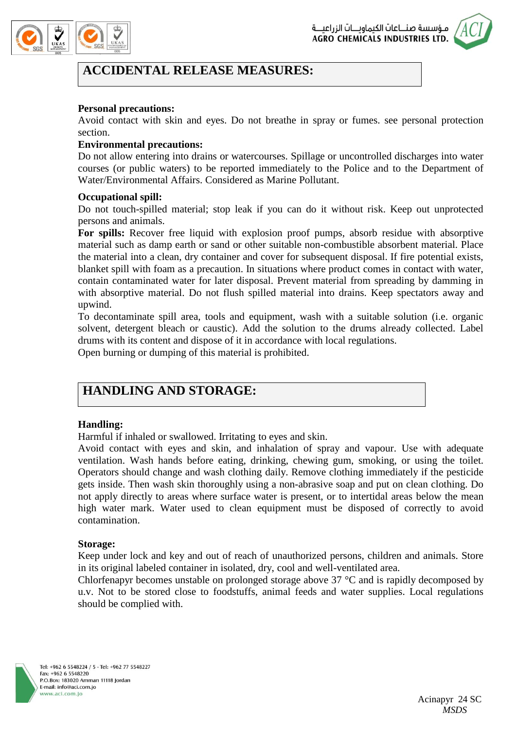## ACCIDENTAL RELEASE MEASURES:

**Personal precautions:**
Avoid contact with skin and eyes. Do not breathe in spray or fumes. see personal protection section.

**Environmental precautions:**
Do not allow entering into drains or watercourses. Spillage or uncontrolled discharges into water courses (or public waters) to be reported immediately to the Police and to the Department of Water/Environmental Affairs. Considered as Marine Pollutant.

**Occupational spill:**
Do not touch-spilled material; stop leak if you can do it without risk. Keep out unprotected persons and animals.
**For spills:** Recover free liquid with explosion proof pumps, absorb residue with absorptive material such as damp earth or sand or other suitable non-combustible absorbent material. Place the material into a clean, dry container and cover for subsequent disposal. If fire potential exists, blanket spill with foam as a precaution. In situations where product comes in contact with water, contain contaminated water for later disposal. Prevent material from spreading by damming in with absorptive material. Do not flush spilled material into drains. Keep spectators away and upwind.
To decontaminate spill area, tools and equipment, wash with a suitable solution (i.e. organic solvent, detergent bleach or caustic). Add the solution to the drums already collected. Label drums with its content and dispose of it in accordance with local regulations.
Open burning or dumping of this material is prohibited.

## HANDLING AND STORAGE:

**Handling:**
Harmful if inhaled or swallowed. Irritating to eyes and skin.
Avoid contact with eyes and skin, and inhalation of spray and vapour. Use with adequate ventilation. Wash hands before eating, drinking, chewing gum, smoking, or using the toilet. Operators should change and wash clothing daily. Remove clothing immediately if the pesticide gets inside. Then wash skin thoroughly using a non-abrasive soap and put on clean clothing. Do not apply directly to areas where surface water is present, or to intertidal areas below the mean high water mark. Water used to clean equipment must be disposed of correctly to avoid contamination.

**Storage:**
Keep under lock and key and out of reach of unauthorized persons, children and animals. Store in its original labeled container in isolated, dry, cool and well-ventilated area.
Chlorfenapyr becomes unstable on prolonged storage above 37 °C and is rapidly decomposed by u.v. Not to be stored close to foodstuffs, animal feeds and water supplies. Local regulations should be complied with.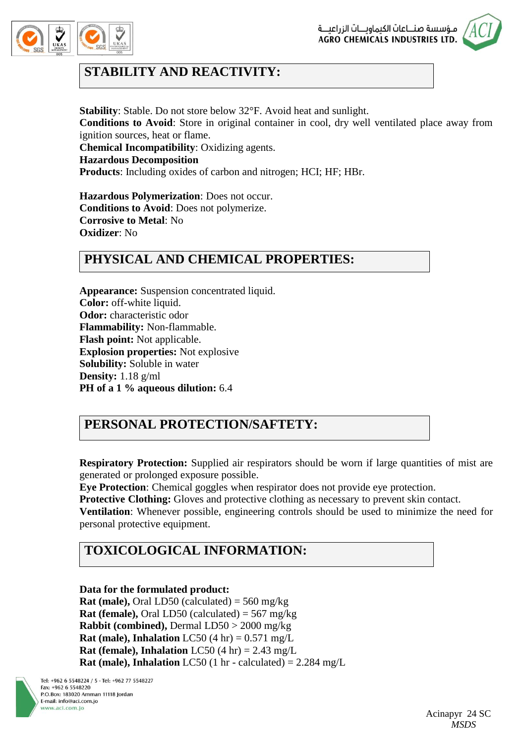## STABILITY AND REACTIVITY:

**Stability**: Stable. Do not store below 32°F. Avoid heat and sunlight.
**Conditions to Avoid**: Store in original container in cool, dry well ventilated place away from ignition sources, heat or flame.
**Chemical Incompatibility**: Oxidizing agents.
**Hazardous Decomposition**
**Products**: Including oxides of carbon and nitrogen; HCI; HF; HBr.

**Hazardous Polymerization**: Does not occur.
**Conditions to Avoid**: Does not polymerize.
**Corrosive to Metal**: No
**Oxidizer**: No

## PHYSICAL AND CHEMICAL PROPERTIES:

**Appearance:** Suspension concentrated liquid.
**Color:** off-white liquid.
**Odor:** characteristic odor
**Flammability:** Non-flammable.
**Flash point:** Not applicable.
**Explosion properties:** Not explosive
**Solubility:** Soluble in water
**Density:** 1.18 g/ml
**PH of a 1 % aqueous dilution:** 6.4

## PERSONAL PROTECTION/SAFTETY:

**Respiratory Protection:** Supplied air respirators should be worn if large quantities of mist are generated or prolonged exposure possible.
**Eye Protection**: Chemical goggles when respirator does not provide eye protection.
**Protective Clothing:** Gloves and protective clothing as necessary to prevent skin contact.
**Ventilation**: Whenever possible, engineering controls should be used to minimize the need for personal protective equipment.

## TOXICOLOGICAL INFORMATION:

**Data for the formulated product:**
**Rat (male),** Oral LD50 (calculated) = 560 mg/kg
**Rat (female),** Oral LD50 (calculated) = 567 mg/kg
**Rabbit (combined),** Dermal LD50 > 2000 mg/kg
**Rat (male), Inhalation** LC50 (4 hr) = 0.571 mg/L
**Rat (female), Inhalation** LC50 (4 hr) = 2.43 mg/L
**Rat (male), Inhalation** LC50 (1 hr - calculated) = 2.284 mg/L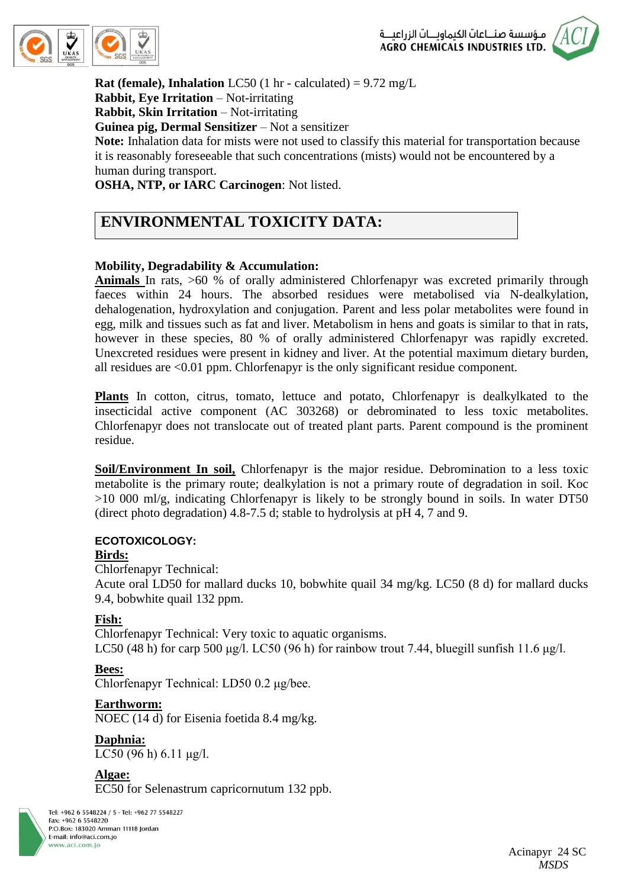**Rat (female), Inhalation** LC50 (1 hr - calculated) = 9.72 mg/L
**Rabbit, Eye Irritation** – Not-irritating
**Rabbit, Skin Irritation** – Not-irritating
**Guinea pig, Dermal Sensitizer** – Not a sensitizer
**Note:** Inhalation data for mists were not used to classify this material for transportation because it is reasonably foreseeable that such concentrations (mists) would not be encountered by a human during transport.
**OSHA, NTP, or IARC Carcinogen**: Not listed.

## ENVIRONMENTAL TOXICITY DATA:

**Mobility, Degradability & Accumulation:**

**Animals** In rats, >60 % of orally administered Chlorfenapyr was excreted primarily through faeces within 24 hours. The absorbed residues were metabolised via N-dealkylation, dehalogenation, hydroxylation and conjugation. Parent and less polar metabolites were found in egg, milk and tissues such as fat and liver. Metabolism in hens and goats is similar to that in rats, however in these species, 80 % of orally administered Chlorfenapyr was rapidly excreted. Unexcreted residues were present in kidney and liver. At the potential maximum dietary burden, all residues are <0.01 ppm. Chlorfenapyr is the only significant residue component.

**Plants** In cotton, citrus, tomato, lettuce and potato, Chlorfenapyr is dealkylkated to the insecticidal active component (AC 303268) or debrominated to less toxic metabolites. Chlorfenapyr does not translocate out of treated plant parts. Parent compound is the prominent residue.

**Soil/Environment In soil,** Chlorfenapyr is the major residue. Debromination to a less toxic metabolite is the primary route; dealkylation is not a primary route of degradation in soil. Koc >10 000 ml/g, indicating Chlorfenapyr is likely to be strongly bound in soils. In water DT50 (direct photo degradation) 4.8-7.5 d; stable to hydrolysis at pH 4, 7 and 9.

**ECOTOXICOLOGY:**

**Birds:**
Chlorfenapyr Technical:
Acute oral LD50 for mallard ducks 10, bobwhite quail 34 mg/kg. LC50 (8 d) for mallard ducks 9.4, bobwhite quail 132 ppm.

**Fish:**
Chlorfenapyr Technical: Very toxic to aquatic organisms.
LC50 (48 h) for carp 500 µg/l. LC50 (96 h) for rainbow trout 7.44, bluegill sunfish 11.6 µg/l.

**Bees:**
Chlorfenapyr Technical: LD50 0.2 µg/bee.

**Earthworm:**
NOEC (14 d) for Eisenia foetida 8.4 mg/kg.

**Daphnia:**
LC50 (96 h) 6.11 µg/l.

**Algae:**
EC50 for Selenastrum capricornutum 132 ppb.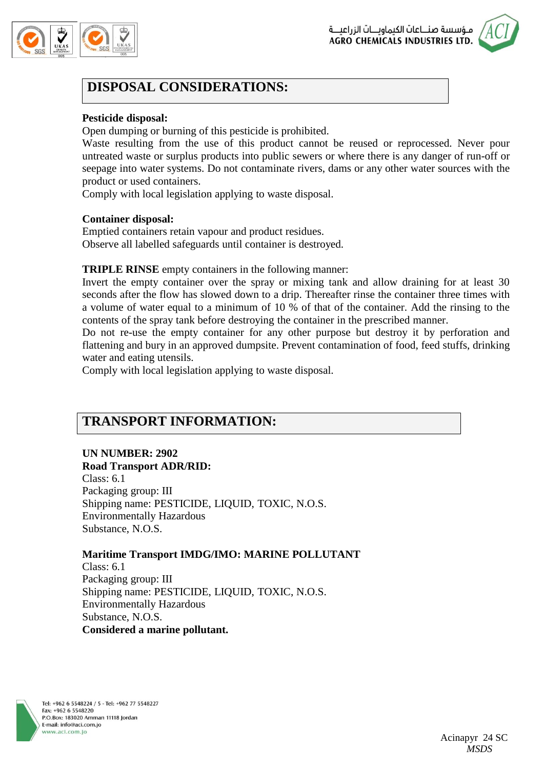## DISPOSAL CONSIDERATIONS:

**Pesticide disposal:**

Open dumping or burning of this pesticide is prohibited.

Waste resulting from the use of this product cannot be reused or reprocessed. Never pour untreated waste or surplus products into public sewers or where there is any danger of run-off or seepage into water systems. Do not contaminate rivers, dams or any other water sources with the product or used containers.

Comply with local legislation applying to waste disposal.

**Container disposal:**

Emptied containers retain vapour and product residues.

Observe all labelled safeguards until container is destroyed.

**TRIPLE RINSE** empty containers in the following manner:

Invert the empty container over the spray or mixing tank and allow draining for at least 30 seconds after the flow has slowed down to a drip. Thereafter rinse the container three times with a volume of water equal to a minimum of 10 % of that of the container. Add the rinsing to the contents of the spray tank before destroying the container in the prescribed manner.

Do not re-use the empty container for any other purpose but destroy it by perforation and flattening and bury in an approved dumpsite. Prevent contamination of food, feed stuffs, drinking water and eating utensils.

Comply with local legislation applying to waste disposal.

## TRANSPORT INFORMATION:

**UN NUMBER: 2902**

**Road Transport ADR/RID:**

Class: 6.1

Packaging group: III

Shipping name: PESTICIDE, LIQUID, TOXIC, N.O.S.

Environmentally Hazardous

Substance, N.O.S.

**Maritime Transport IMDG/IMO: MARINE POLLUTANT**

Class: 6.1

Packaging group: III

Shipping name: PESTICIDE, LIQUID, TOXIC, N.O.S.

Environmentally Hazardous

Substance, N.O.S.

**Considered a marine pollutant.**